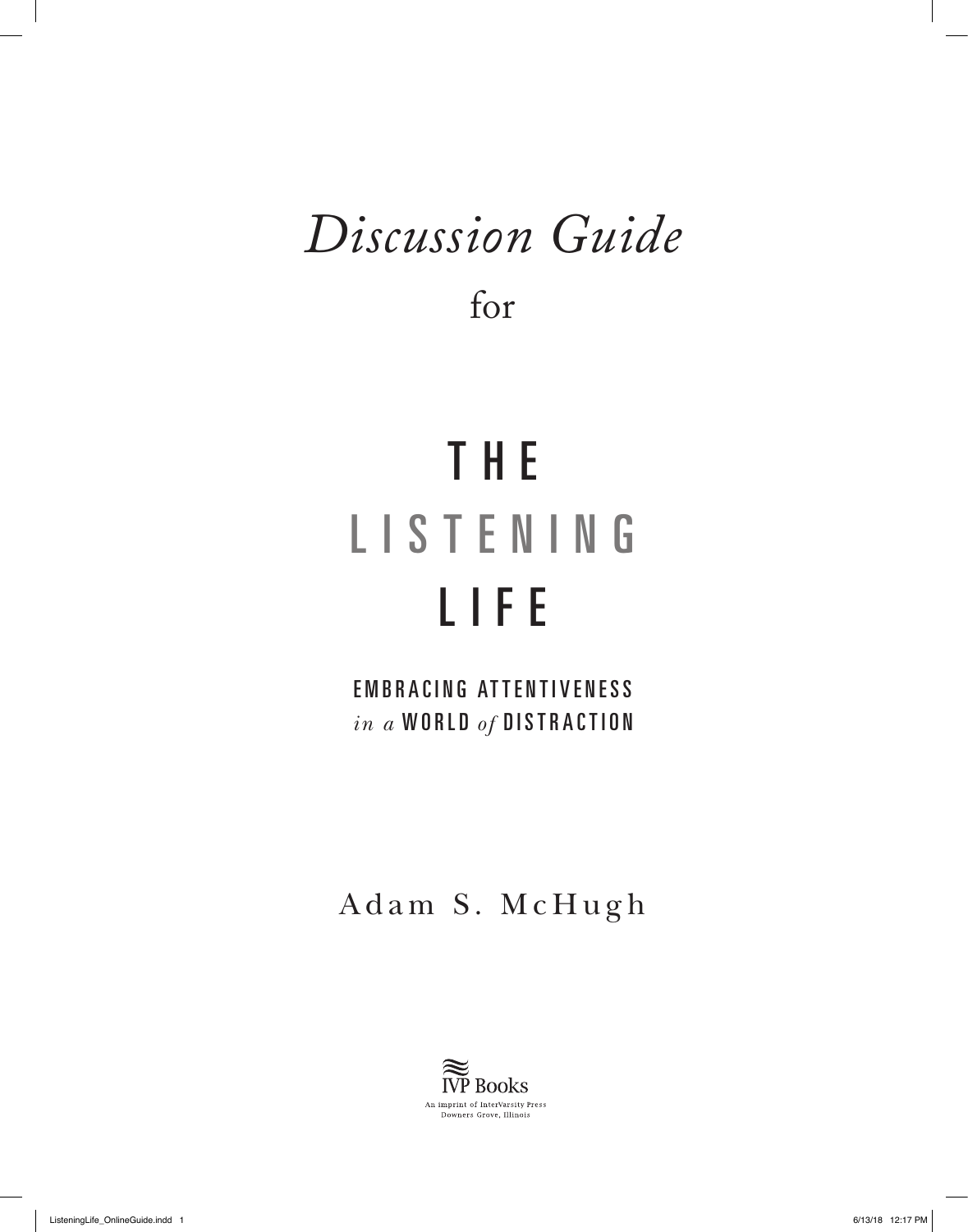*Discussion Guide*

for

# THE LISTENING LIFE

## EMBRACING ATTENTIVENESS *in a* WORLD *of* DISTRACTION

Adam S. McHugh

IVP Books

An imprint of InterVarsity Press
Downers Grove, Illinois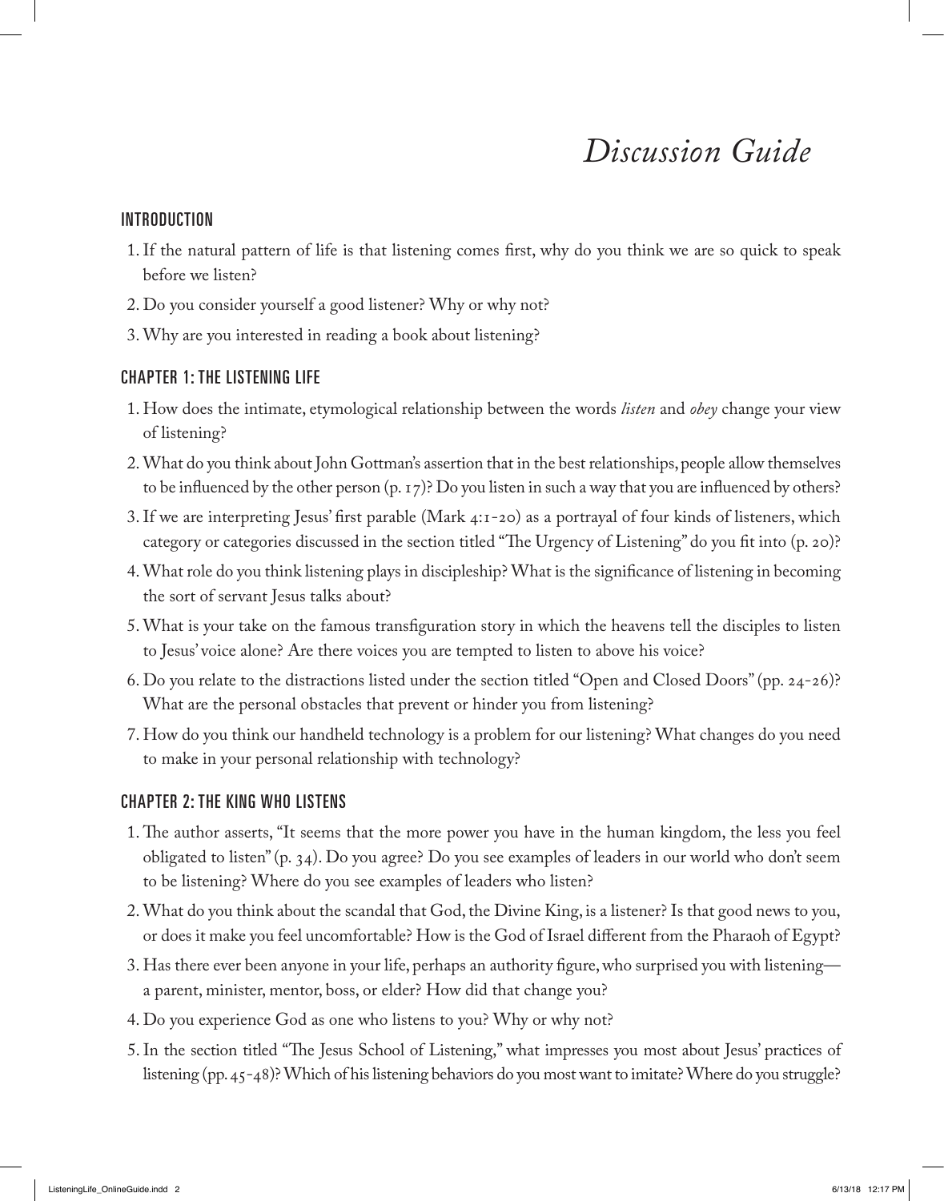# Discussion Guide

## Introduction

1. If the natural pattern of life is that listening comes first, why do you think we are so quick to speak before we listen?
2. Do you consider yourself a good listener? Why or why not?
3. Why are you interested in reading a book about listening?

## Chapter 1: The Listening Life

1. How does the intimate, etymological relationship between the words *listen* and *obey* change your view of listening?
2. What do you think about John Gottman's assertion that in the best relationships, people allow themselves to be influenced by the other person (p. 17)? Do you listen in such a way that you are influenced by others?
3. If we are interpreting Jesus' first parable (Mark 4:1-20) as a portrayal of four kinds of listeners, which category or categories discussed in the section titled "The Urgency of Listening" do you fit into (p. 20)?
4. What role do you think listening plays in discipleship? What is the significance of listening in becoming the sort of servant Jesus talks about?
5. What is your take on the famous transfiguration story in which the heavens tell the disciples to listen to Jesus' voice alone? Are there voices you are tempted to listen to above his voice?
6. Do you relate to the distractions listed under the section titled "Open and Closed Doors" (pp. 24-26)? What are the personal obstacles that prevent or hinder you from listening?
7. How do you think our handheld technology is a problem for our listening? What changes do you need to make in your personal relationship with technology?

## Chapter 2: The King Who Listens

1. The author asserts, "It seems that the more power you have in the human kingdom, the less you feel obligated to listen" (p. 34). Do you agree? Do you see examples of leaders in our world who don't seem to be listening? Where do you see examples of leaders who listen?
2. What do you think about the scandal that God, the Divine King, is a listener? Is that good news to you, or does it make you feel uncomfortable? How is the God of Israel different from the Pharaoh of Egypt?
3. Has there ever been anyone in your life, perhaps an authority figure, who surprised you with listening—a parent, minister, mentor, boss, or elder? How did that change you?
4. Do you experience God as one who listens to you? Why or why not?
5. In the section titled "The Jesus School of Listening," what impresses you most about Jesus' practices of listening (pp. 45-48)? Which of his listening behaviors do you most want to imitate? Where do you struggle?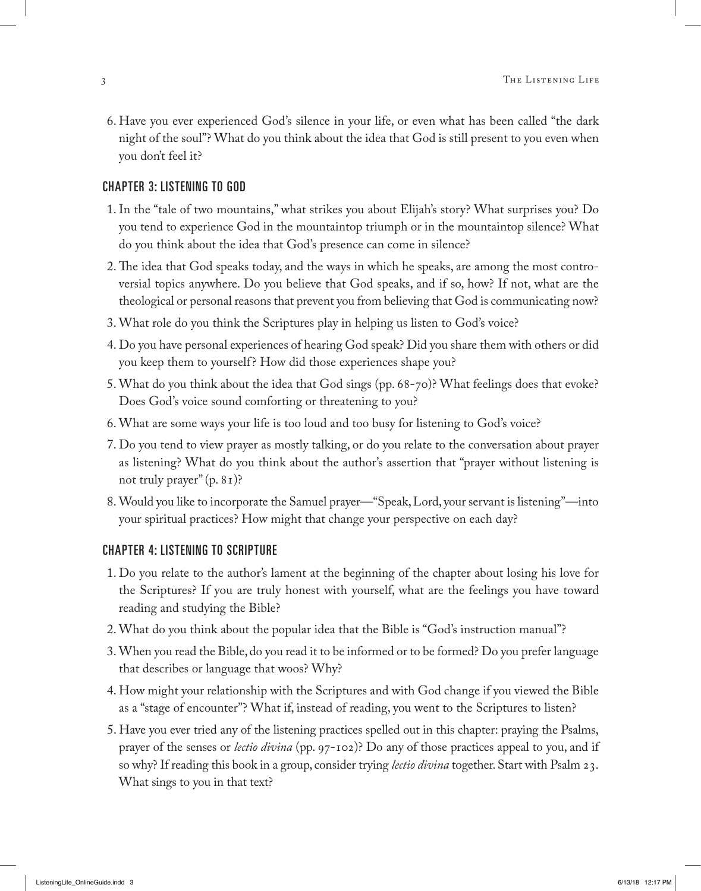6. Have you ever experienced God's silence in your life, or even what has been called "the dark night of the soul"? What do you think about the idea that God is still present to you even when you don't feel it?

## CHAPTER 3: LISTENING TO GOD

1. In the "tale of two mountains," what strikes you about Elijah's story? What surprises you? Do you tend to experience God in the mountaintop triumph or in the mountaintop silence? What do you think about the idea that God's presence can come in silence?
2. The idea that God speaks today, and the ways in which he speaks, are among the most controversial topics anywhere. Do you believe that God speaks, and if so, how? If not, what are the theological or personal reasons that prevent you from believing that God is communicating now?
3. What role do you think the Scriptures play in helping us listen to God's voice?
4. Do you have personal experiences of hearing God speak? Did you share them with others or did you keep them to yourself? How did those experiences shape you?
5. What do you think about the idea that God sings (pp. 68-70)? What feelings does that evoke? Does God's voice sound comforting or threatening to you?
6. What are some ways your life is too loud and too busy for listening to God's voice?
7. Do you tend to view prayer as mostly talking, or do you relate to the conversation about prayer as listening? What do you think about the author's assertion that "prayer without listening is not truly prayer" (p. 81)?
8. Would you like to incorporate the Samuel prayer—"Speak, Lord, your servant is listening"—into your spiritual practices? How might that change your perspective on each day?

## CHAPTER 4: LISTENING TO SCRIPTURE

1. Do you relate to the author's lament at the beginning of the chapter about losing his love for the Scriptures? If you are truly honest with yourself, what are the feelings you have toward reading and studying the Bible?
2. What do you think about the popular idea that the Bible is "God's instruction manual"?
3. When you read the Bible, do you read it to be informed or to be formed? Do you prefer language that describes or language that woos? Why?
4. How might your relationship with the Scriptures and with God change if you viewed the Bible as a "stage of encounter"? What if, instead of reading, you went to the Scriptures to listen?
5. Have you ever tried any of the listening practices spelled out in this chapter: praying the Psalms, prayer of the senses or *lectio divina* (pp. 97-102)? Do any of those practices appeal to you, and if so why? If reading this book in a group, consider trying *lectio divina* together. Start with Psalm 23. What sings to you in that text?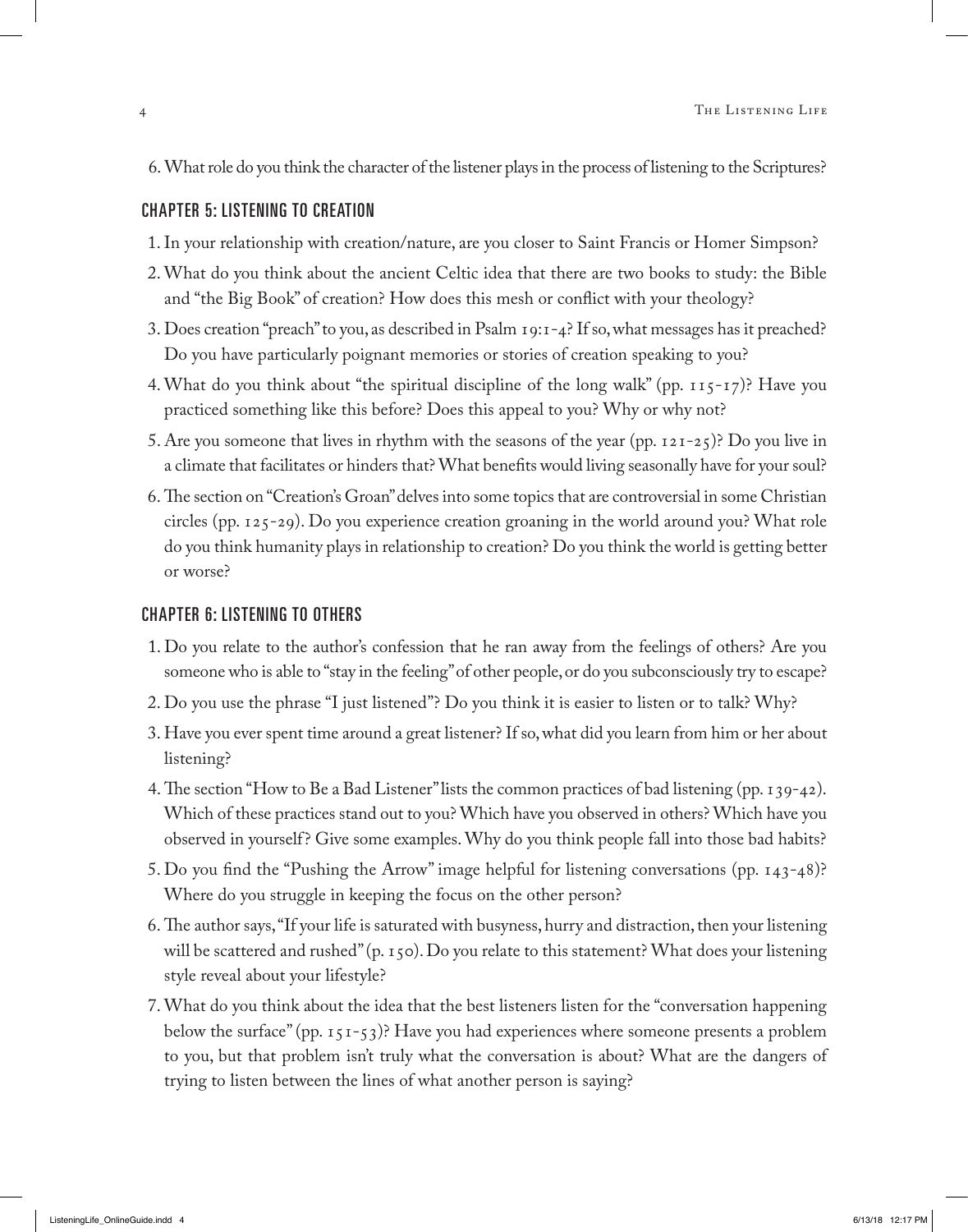6. What role do you think the character of the listener plays in the process of listening to the Scriptures?

## Chapter 5: Listening to Creation

1. In your relationship with creation/nature, are you closer to Saint Francis or Homer Simpson?
2. What do you think about the ancient Celtic idea that there are two books to study: the Bible and "the Big Book" of creation? How does this mesh or conflict with your theology?
3. Does creation "preach" to you, as described in Psalm 19:1-4? If so, what messages has it preached? Do you have particularly poignant memories or stories of creation speaking to you?
4. What do you think about "the spiritual discipline of the long walk" (pp. 115-17)? Have you practiced something like this before? Does this appeal to you? Why or why not?
5. Are you someone that lives in rhythm with the seasons of the year (pp. 121-25)? Do you live in a climate that facilitates or hinders that? What benefits would living seasonally have for your soul?
6. The section on "Creation's Groan" delves into some topics that are controversial in some Christian circles (pp. 125-29). Do you experience creation groaning in the world around you? What role do you think humanity plays in relationship to creation? Do you think the world is getting better or worse?

## Chapter 6: Listening to Others

1. Do you relate to the author's confession that he ran away from the feelings of others? Are you someone who is able to "stay in the feeling" of other people, or do you subconsciously try to escape?
2. Do you use the phrase "I just listened"? Do you think it is easier to listen or to talk? Why?
3. Have you ever spent time around a great listener? If so, what did you learn from him or her about listening?
4. The section "How to Be a Bad Listener" lists the common practices of bad listening (pp. 139-42). Which of these practices stand out to you? Which have you observed in others? Which have you observed in yourself? Give some examples. Why do you think people fall into those bad habits?
5. Do you find the "Pushing the Arrow" image helpful for listening conversations (pp. 143-48)? Where do you struggle in keeping the focus on the other person?
6. The author says, "If your life is saturated with busyness, hurry and distraction, then your listening will be scattered and rushed" (p. 150). Do you relate to this statement? What does your listening style reveal about your lifestyle?
7. What do you think about the idea that the best listeners listen for the "conversation happening below the surface" (pp. 151-53)? Have you had experiences where someone presents a problem to you, but that problem isn't truly what the conversation is about? What are the dangers of trying to listen between the lines of what another person is saying?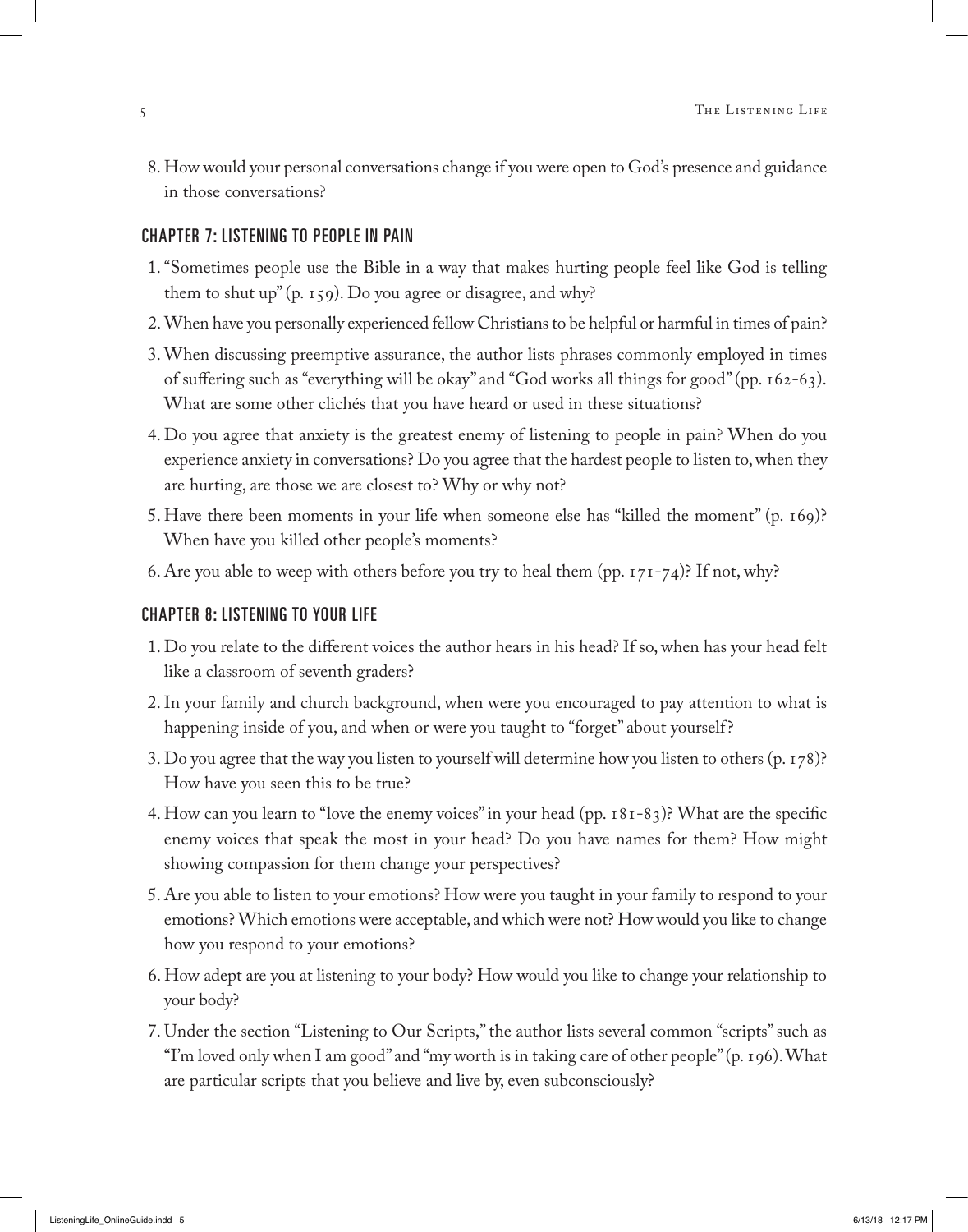8. How would your personal conversations change if you were open to God's presence and guidance in those conversations?

## CHAPTER 7: LISTENING TO PEOPLE IN PAIN

1. "Sometimes people use the Bible in a way that makes hurting people feel like God is telling them to shut up" (p. 159). Do you agree or disagree, and why?
2. When have you personally experienced fellow Christians to be helpful or harmful in times of pain?
3. When discussing preemptive assurance, the author lists phrases commonly employed in times of suffering such as "everything will be okay" and "God works all things for good" (pp. 162-63). What are some other clichés that you have heard or used in these situations?
4. Do you agree that anxiety is the greatest enemy of listening to people in pain? When do you experience anxiety in conversations? Do you agree that the hardest people to listen to, when they are hurting, are those we are closest to? Why or why not?
5. Have there been moments in your life when someone else has "killed the moment" (p. 169)? When have you killed other people's moments?
6. Are you able to weep with others before you try to heal them (pp. 171-74)? If not, why?

## CHAPTER 8: LISTENING TO YOUR LIFE

1. Do you relate to the different voices the author hears in his head? If so, when has your head felt like a classroom of seventh graders?
2. In your family and church background, when were you encouraged to pay attention to what is happening inside of you, and when or were you taught to "forget" about yourself?
3. Do you agree that the way you listen to yourself will determine how you listen to others (p. 178)? How have you seen this to be true?
4. How can you learn to "love the enemy voices" in your head (pp. 181-83)? What are the specific enemy voices that speak the most in your head? Do you have names for them? How might showing compassion for them change your perspectives?
5. Are you able to listen to your emotions? How were you taught in your family to respond to your emotions? Which emotions were acceptable, and which were not? How would you like to change how you respond to your emotions?
6. How adept are you at listening to your body? How would you like to change your relationship to your body?
7. Under the section "Listening to Our Scripts," the author lists several common "scripts" such as "I'm loved only when I am good" and "my worth is in taking care of other people" (p. 196). What are particular scripts that you believe and live by, even subconsciously?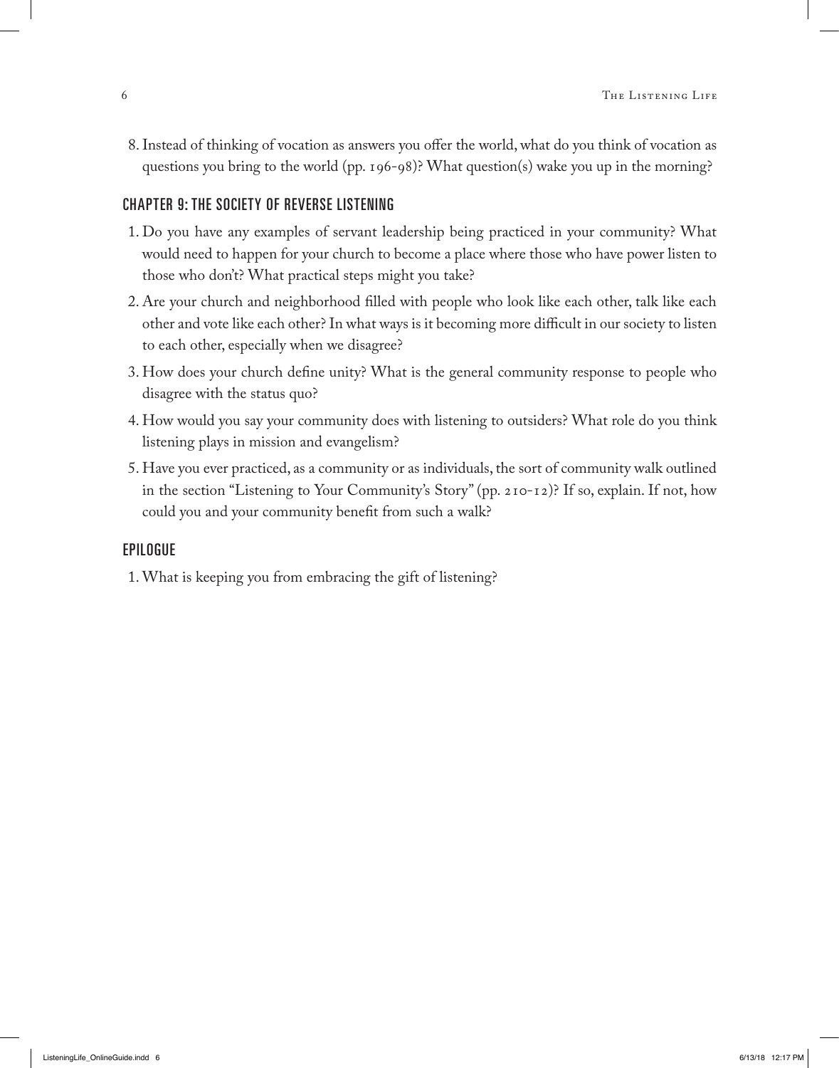8. Instead of thinking of vocation as answers you offer the world, what do you think of vocation as questions you bring to the world (pp. 196-98)? What question(s) wake you up in the morning?

## CHAPTER 9: THE SOCIETY OF REVERSE LISTENING

1. Do you have any examples of servant leadership being practiced in your community? What would need to happen for your church to become a place where those who have power listen to those who don't? What practical steps might you take?
2. Are your church and neighborhood filled with people who look like each other, talk like each other and vote like each other? In what ways is it becoming more difficult in our society to listen to each other, especially when we disagree?
3. How does your church define unity? What is the general community response to people who disagree with the status quo?
4. How would you say your community does with listening to outsiders? What role do you think listening plays in mission and evangelism?
5. Have you ever practiced, as a community or as individuals, the sort of community walk outlined in the section "Listening to Your Community's Story" (pp. 210-12)? If so, explain. If not, how could you and your community benefit from such a walk?

## EPILOGUE

1. What is keeping you from embracing the gift of listening?